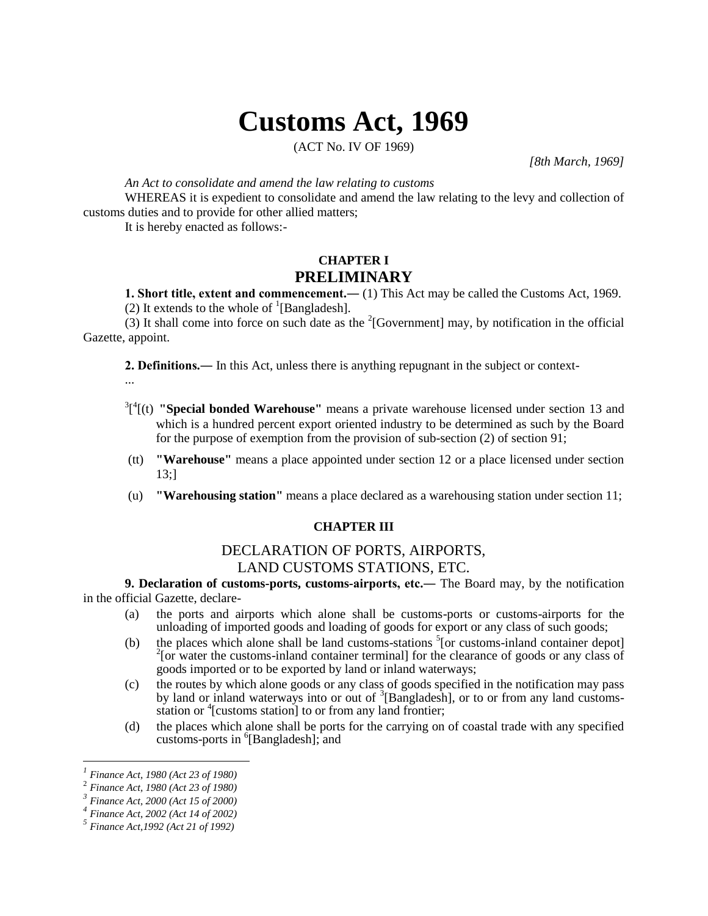# Customs Act, 1969

(ACT No. IV OF 1969)

*[8th March, 1969]*

*An Act to consolidate and amend the law relating to customs*

WHEREAS it is expedient to consolidate and amend the law relating to the levy and collection of customs duties and to provide for other allied matters;

It is hereby enacted as follows:-

## CHAPTER I
## PRELIMINARY

**1. Short title, extent and commencement.—** (1) This Act may be called the Customs Act, 1969.

(2) It extends to the whole of [1][Bangladesh].

(3) It shall come into force on such date as the [2][Government] may, by notification in the official Gazette, appoint.

**2. Definitions.—** In this Act, unless there is anything repugnant in the subject or context-

...

[3][[4][(t) **"Special bonded Warehouse"** means a private warehouse licensed under section 13 and which is a hundred percent export oriented industry to be determined as such by the Board for the purpose of exemption from the provision of sub-section (2) of section 91;

(tt) **"Warehouse"** means a place appointed under section 12 or a place licensed under section 13;]

(u) **"Warehousing station"** means a place declared as a warehousing station under section 11;

### CHAPTER III

### DECLARATION OF PORTS, AIRPORTS, LAND CUSTOMS STATIONS, ETC.

**9. Declaration of customs-ports, customs-airports, etc.—** The Board may, by the notification in the official Gazette, declare-

(a) the ports and airports which alone shall be customs-ports or customs-airports for the unloading of imported goods and loading of goods for export or any class of such goods;

(b) the places which alone shall be land customs-stations [5][or customs-inland container depot] [2][or water the customs-inland container terminal] for the clearance of goods or any class of goods imported or to be exported by land or inland waterways;

(c) the routes by which alone goods or any class of goods specified in the notification may pass by land or inland waterways into or out of [3][Bangladesh], or to or from any land customs-station or [4][customs station] to or from any land frontier;

(d) the places which alone shall be ports for the carrying on of coastal trade with any specified customs-ports in [6][Bangladesh]; and

---

[1] *Finance Act, 1980 (Act 23 of 1980)*
[2] *Finance Act, 1980 (Act 23 of 1980)*
[3] *Finance Act, 2000 (Act 15 of 2000)*
[4] *Finance Act, 2002 (Act 14 of 2002)*
[5] *Finance Act,1992 (Act 21 of 1992)*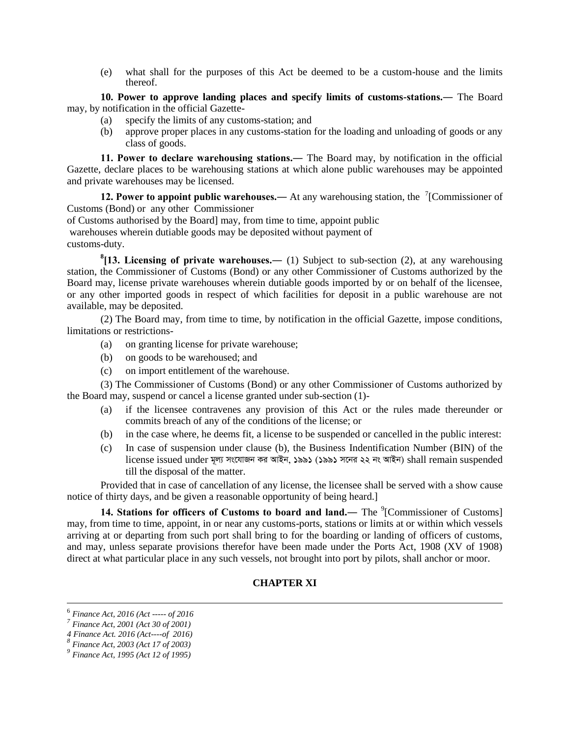(e) what shall for the purposes of this Act be deemed to be a custom-house and the limits thereof.

**10. Power to approve landing places and specify limits of customs-stations.―** The Board may, by notification in the official Gazette-

(a) specify the limits of any customs-station; and

(b) approve proper places in any customs-station for the loading and unloading of goods or any class of goods.

**11. Power to declare warehousing stations.―** The Board may, by notification in the official Gazette, declare places to be warehousing stations at which alone public warehouses may be appointed and private warehouses may be licensed.

**12. Power to appoint public warehouses.―** At any warehousing station, the [7][Commissioner of Customs (Bond) or any other Commissioner of Customs authorised by the Board] may, from time to time, appoint public warehouses wherein dutiable goods may be deposited without payment of customs-duty.

**[8][13. Licensing of private warehouses.―** (1) Subject to sub-section (2), at any warehousing station, the Commissioner of Customs (Bond) or any other Commissioner of Customs authorized by the Board may, license private warehouses wherein dutiable goods imported by or on behalf of the licensee, or any other imported goods in respect of which facilities for deposit in a public warehouse are not available, may be deposited.

(2) The Board may, from time to time, by notification in the official Gazette, impose conditions, limitations or restrictions-

(a) on granting license for private warehouse;

(b) on goods to be warehoused; and

(c) on import entitlement of the warehouse.

(3) The Commissioner of Customs (Bond) or any other Commissioner of Customs authorized by the Board may, suspend or cancel a license granted under sub-section (1)-

(a) if the licensee contravenes any provision of this Act or the rules made thereunder or commits breach of any of the conditions of the license; or

(b) in the case where, he deems fit, a license to be suspended or cancelled in the public interest:

(c) In case of suspension under clause (b), the Business Indentification Number (BIN) of the license issued under মূল্য সংযোজন কর আইন, ১৯৯১ (১৯৯১ সনের ২২ নং আইন) shall remain suspended till the disposal of the matter.

Provided that in case of cancellation of any license, the licensee shall be served with a show cause notice of thirty days, and be given a reasonable opportunity of being heard.]

**14. Stations for officers of Customs to board and land.―** The [9][Commissioner of Customs] may, from time to time, appoint, in or near any customs-ports, stations or limits at or within which vessels arriving at or departing from such port shall bring to for the boarding or landing of officers of customs, and may, unless separate provisions therefor have been made under the Ports Act, 1908 (XV of 1908) direct at what particular place in any such vessels, not brought into port by pilots, shall anchor or moor.

## CHAPTER XI

---

[6] *Finance Act, 2016 (Act ----- of 2016*

[7] *Finance Act, 2001 (Act 30 of 2001)*

*4 Finance Act. 2016 (Act----of 2016)*

[8] *Finance Act, 2003 (Act 17 of 2003)*

[9] *Finance Act, 1995 (Act 12 of 1995)*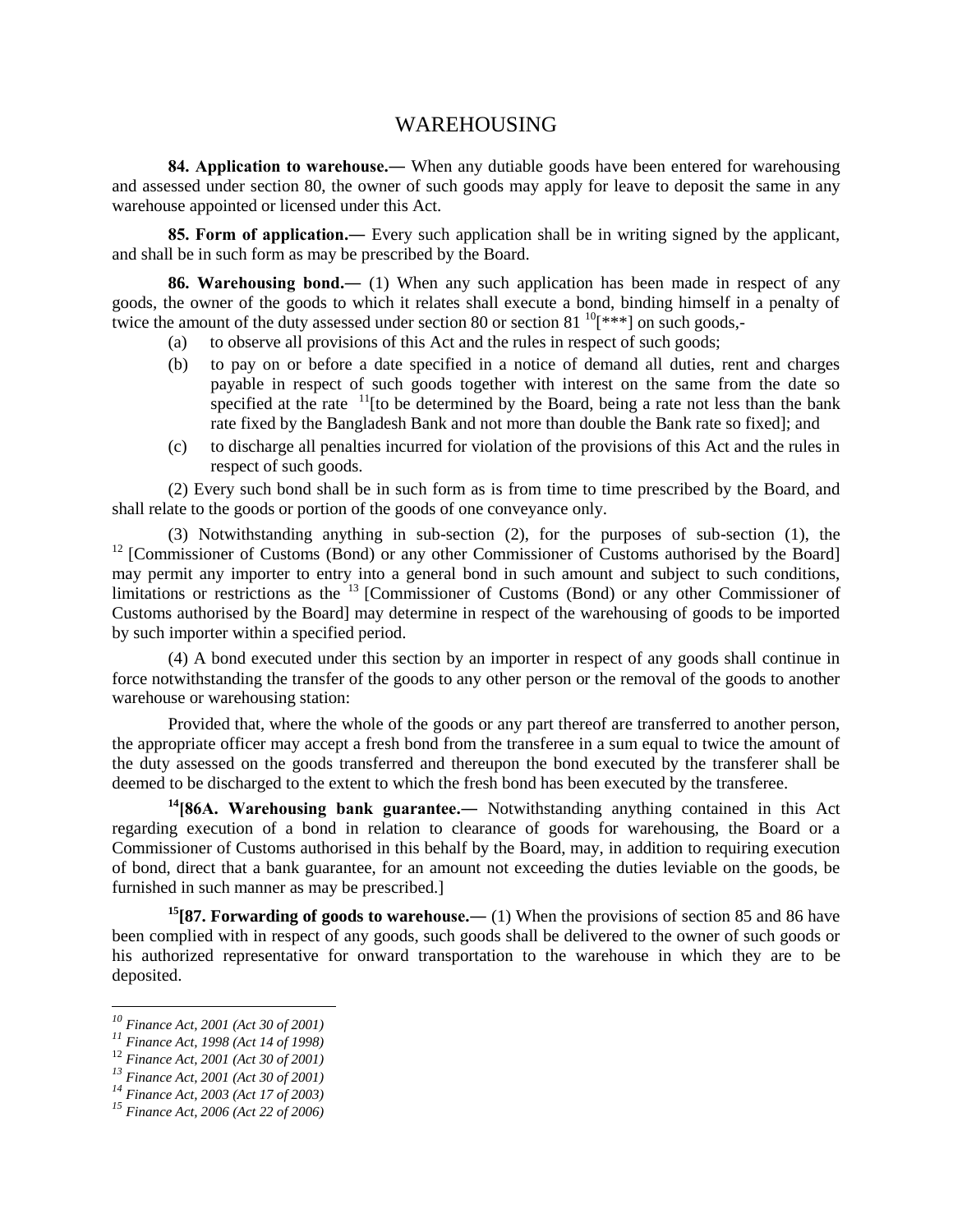## WAREHOUSING

**84. Application to warehouse.—** When any dutiable goods have been entered for warehousing and assessed under section 80, the owner of such goods may apply for leave to deposit the same in any warehouse appointed or licensed under this Act.

**85. Form of application.—** Every such application shall be in writing signed by the applicant, and shall be in such form as may be prescribed by the Board.

**86. Warehousing bond.—** (1) When any such application has been made in respect of any goods, the owner of the goods to which it relates shall execute a bond, binding himself in a penalty of twice the amount of the duty assessed under section 80 or section 81 [10][***] on such goods,-

(a) to observe all provisions of this Act and the rules in respect of such goods;

(b) to pay on or before a date specified in a notice of demand all duties, rent and charges payable in respect of such goods together with interest on the same from the date so specified at the rate [11][to be determined by the Board, being a rate not less than the bank rate fixed by the Bangladesh Bank and not more than double the Bank rate so fixed]; and

(c) to discharge all penalties incurred for violation of the provisions of this Act and the rules in respect of such goods.

(2) Every such bond shall be in such form as is from time to time prescribed by the Board, and shall relate to the goods or portion of the goods of one conveyance only.

(3) Notwithstanding anything in sub-section (2), for the purposes of sub-section (1), the [12] [Commissioner of Customs (Bond) or any other Commissioner of Customs authorised by the Board] may permit any importer to entry into a general bond in such amount and subject to such conditions, limitations or restrictions as the [13] [Commissioner of Customs (Bond) or any other Commissioner of Customs authorised by the Board] may determine in respect of the warehousing of goods to be imported by such importer within a specified period.

(4) A bond executed under this section by an importer in respect of any goods shall continue in force notwithstanding the transfer of the goods to any other person or the removal of the goods to another warehouse or warehousing station:

Provided that, where the whole of the goods or any part thereof are transferred to another person, the appropriate officer may accept a fresh bond from the transferee in a sum equal to twice the amount of the duty assessed on the goods transferred and thereupon the bond executed by the transferer shall be deemed to be discharged to the extent to which the fresh bond has been executed by the transferee.

[14]**[86A. Warehousing bank guarantee.—** Notwithstanding anything contained in this Act regarding execution of a bond in relation to clearance of goods for warehousing, the Board or a Commissioner of Customs authorised in this behalf by the Board, may, in addition to requiring execution of bond, direct that a bank guarantee, for an amount not exceeding the duties leviable on the goods, be furnished in such manner as may be prescribed.]

[15]**[87. Forwarding of goods to warehouse.—** (1) When the provisions of section 85 and 86 have been complied with in respect of any goods, such goods shall be delivered to the owner of such goods or his authorized representative for onward transportation to the warehouse in which they are to be deposited.

---

[10] *Finance Act, 2001 (Act 30 of 2001)*
[11] *Finance Act, 1998 (Act 14 of 1998)*
[12] *Finance Act, 2001 (Act 30 of 2001)*
[13] *Finance Act, 2001 (Act 30 of 2001)*
[14] *Finance Act, 2003 (Act 17 of 2003)*
[15] *Finance Act, 2006 (Act 22 of 2006)*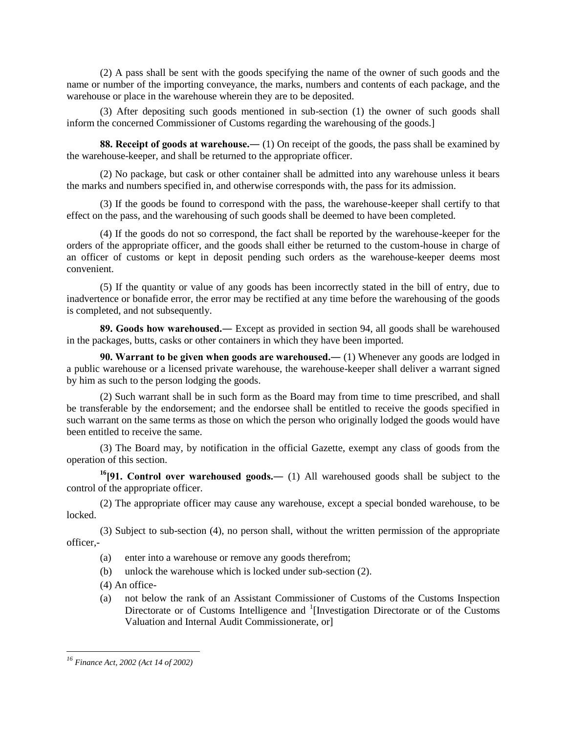(2) A pass shall be sent with the goods specifying the name of the owner of such goods and the name or number of the importing conveyance, the marks, numbers and contents of each package, and the warehouse or place in the warehouse wherein they are to be deposited.

(3) After depositing such goods mentioned in sub-section (1) the owner of such goods shall inform the concerned Commissioner of Customs regarding the warehousing of the goods.]

**88. Receipt of goods at warehouse.―** (1) On receipt of the goods, the pass shall be examined by the warehouse-keeper, and shall be returned to the appropriate officer.

(2) No package, but cask or other container shall be admitted into any warehouse unless it bears the marks and numbers specified in, and otherwise corresponds with, the pass for its admission.

(3) If the goods be found to correspond with the pass, the warehouse-keeper shall certify to that effect on the pass, and the warehousing of such goods shall be deemed to have been completed.

(4) If the goods do not so correspond, the fact shall be reported by the warehouse-keeper for the orders of the appropriate officer, and the goods shall either be returned to the custom-house in charge of an officer of customs or kept in deposit pending such orders as the warehouse-keeper deems most convenient.

(5) If the quantity or value of any goods has been incorrectly stated in the bill of entry, due to inadvertence or bonafide error, the error may be rectified at any time before the warehousing of the goods is completed, and not subsequently.

**89. Goods how warehoused.―** Except as provided in section 94, all goods shall be warehoused in the packages, butts, casks or other containers in which they have been imported.

**90. Warrant to be given when goods are warehoused.―** (1) Whenever any goods are lodged in a public warehouse or a licensed private warehouse, the warehouse-keeper shall deliver a warrant signed by him as such to the person lodging the goods.

(2) Such warrant shall be in such form as the Board may from time to time prescribed, and shall be transferable by the endorsement; and the endorsee shall be entitled to receive the goods specified in such warrant on the same terms as those on which the person who originally lodged the goods would have been entitled to receive the same.

(3) The Board may, by notification in the official Gazette, exempt any class of goods from the operation of this section.

[16][**91. Control over warehoused goods.―** (1) All warehoused goods shall be subject to the control of the appropriate officer.

(2) The appropriate officer may cause any warehouse, except a special bonded warehouse, to be locked.

(3) Subject to sub-section (4), no person shall, without the written permission of the appropriate officer,-

(a) enter into a warehouse or remove any goods therefrom;

(b) unlock the warehouse which is locked under sub-section (2).

(4) An office-

(a) not below the rank of an Assistant Commissioner of Customs of the Customs Inspection Directorate or of Customs Intelligence and [1][Investigation Directorate or of the Customs Valuation and Internal Audit Commissionerate, or]

---

[16] *Finance Act, 2002 (Act 14 of 2002)*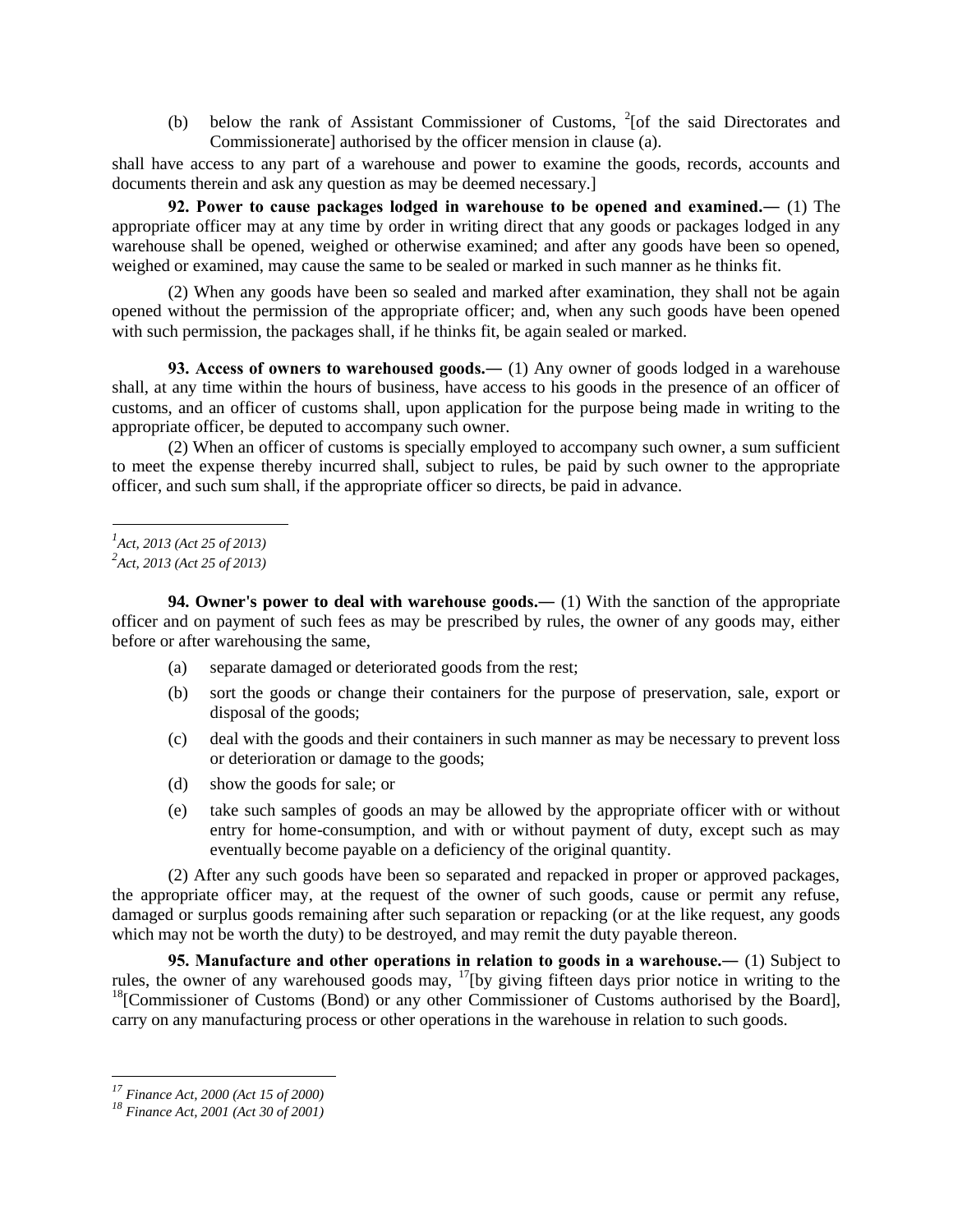(b) below the rank of Assistant Commissioner of Customs, [2][of the said Directorates and Commissionerate] authorised by the officer mension in clause (a).

shall have access to any part of a warehouse and power to examine the goods, records, accounts and documents therein and ask any question as may be deemed necessary.]

**92. Power to cause packages lodged in warehouse to be opened and examined.—** (1) The appropriate officer may at any time by order in writing direct that any goods or packages lodged in any warehouse shall be opened, weighed or otherwise examined; and after any goods have been so opened, weighed or examined, may cause the same to be sealed or marked in such manner as he thinks fit.

(2) When any goods have been so sealed and marked after examination, they shall not be again opened without the permission of the appropriate officer; and, when any such goods have been opened with such permission, the packages shall, if he thinks fit, be again sealed or marked.

**93. Access of owners to warehoused goods.—** (1) Any owner of goods lodged in a warehouse shall, at any time within the hours of business, have access to his goods in the presence of an officer of customs, and an officer of customs shall, upon application for the purpose being made in writing to the appropriate officer, be deputed to accompany such owner.

(2) When an officer of customs is specially employed to accompany such owner, a sum sufficient to meet the expense thereby incurred shall, subject to rules, be paid by such owner to the appropriate officer, and such sum shall, if the appropriate officer so directs, be paid in advance.

---

[1] *Act, 2013 (Act 25 of 2013)*
[2] *Act, 2013 (Act 25 of 2013)*

**94. Owner's power to deal with warehouse goods.—** (1) With the sanction of the appropriate officer and on payment of such fees as may be prescribed by rules, the owner of any goods may, either before or after warehousing the same,

(a) separate damaged or deteriorated goods from the rest;

(b) sort the goods or change their containers for the purpose of preservation, sale, export or disposal of the goods;

(c) deal with the goods and their containers in such manner as may be necessary to prevent loss or deterioration or damage to the goods;

(d) show the goods for sale; or

(e) take such samples of goods an may be allowed by the appropriate officer with or without entry for home-consumption, and with or without payment of duty, except such as may eventually become payable on a deficiency of the original quantity.

(2) After any such goods have been so separated and repacked in proper or approved packages, the appropriate officer may, at the request of the owner of such goods, cause or permit any refuse, damaged or surplus goods remaining after such separation or repacking (or at the like request, any goods which may not be worth the duty) to be destroyed, and may remit the duty payable thereon.

**95. Manufacture and other operations in relation to goods in a warehouse.—** (1) Subject to rules, the owner of any warehoused goods may, [17][by giving fifteen days prior notice in writing to the [18][Commissioner of Customs (Bond) or any other Commissioner of Customs authorised by the Board], carry on any manufacturing process or other operations in the warehouse in relation to such goods.

---

[17] *Finance Act, 2000 (Act 15 of 2000)*
[18] *Finance Act, 2001 (Act 30 of 2001)*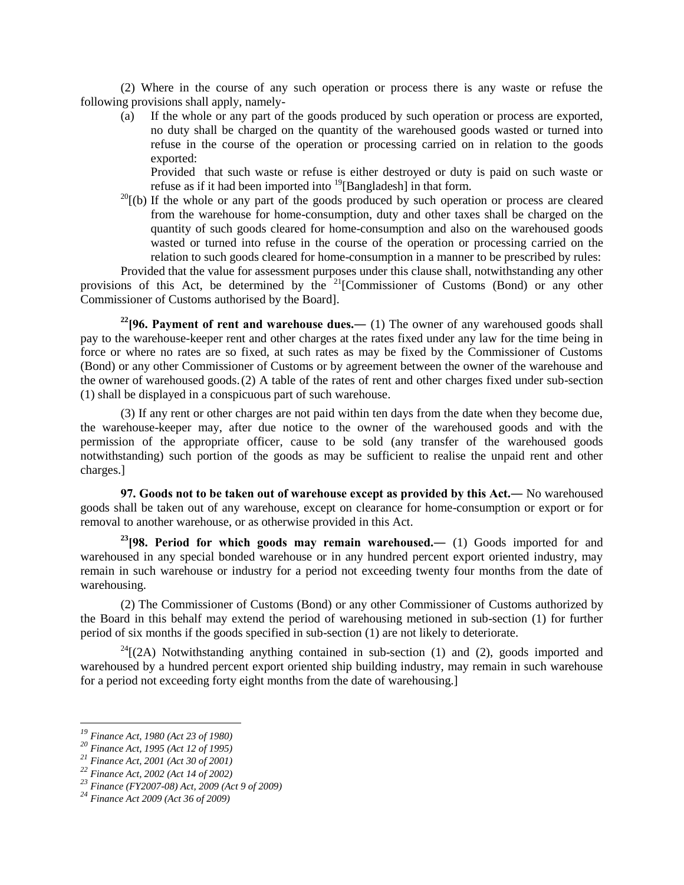(2) Where in the course of any such operation or process there is any waste or refuse the following provisions shall apply, namely-

(a) If the whole or any part of the goods produced by such operation or process are exported, no duty shall be charged on the quantity of the warehoused goods wasted or turned into refuse in the course of the operation or processing carried on in relation to the goods exported:

Provided that such waste or refuse is either destroyed or duty is paid on such waste or refuse as if it had been imported into [19][Bangladesh] in that form.

[20][(b) If the whole or any part of the goods produced by such operation or process are cleared from the warehouse for home-consumption, duty and other taxes shall be charged on the quantity of such goods cleared for home-consumption and also on the warehoused goods wasted or turned into refuse in the course of the operation or processing carried on the relation to such goods cleared for home-consumption in a manner to be prescribed by rules:

Provided that the value for assessment purposes under this clause shall, notwithstanding any other provisions of this Act, be determined by the [21][Commissioner of Customs (Bond) or any other Commissioner of Customs authorised by the Board].

[22]**[96. Payment of rent and warehouse dues.—** (1) The owner of any warehoused goods shall pay to the warehouse-keeper rent and other charges at the rates fixed under any law for the time being in force or where no rates are so fixed, at such rates as may be fixed by the Commissioner of Customs (Bond) or any other Commissioner of Customs or by agreement between the owner of the warehouse and the owner of warehoused goods. (2) A table of the rates of rent and other charges fixed under sub-section (1) shall be displayed in a conspicuous part of such warehouse.

(3) If any rent or other charges are not paid within ten days from the date when they become due, the warehouse-keeper may, after due notice to the owner of the warehoused goods and with the permission of the appropriate officer, cause to be sold (any transfer of the warehoused goods notwithstanding) such portion of the goods as may be sufficient to realise the unpaid rent and other charges.]

**97. Goods not to be taken out of warehouse except as provided by this Act.—** No warehoused goods shall be taken out of any warehouse, except on clearance for home-consumption or export or for removal to another warehouse, or as otherwise provided in this Act.

[23]**[98. Period for which goods may remain warehoused.—** (1) Goods imported for and warehoused in any special bonded warehouse or in any hundred percent export oriented industry, may remain in such warehouse or industry for a period not exceeding twenty four months from the date of warehousing.

(2) The Commissioner of Customs (Bond) or any other Commissioner of Customs authorized by the Board in this behalf may extend the period of warehousing metioned in sub-section (1) for further period of six months if the goods specified in sub-section (1) are not likely to deteriorate.

[24][(2A) Notwithstanding anything contained in sub-section (1) and (2), goods imported and warehoused by a hundred percent export oriented ship building industry, may remain in such warehouse for a period not exceeding forty eight months from the date of warehousing.]

---

[19] *Finance Act, 1980 (Act 23 of 1980)*
[20] *Finance Act, 1995 (Act 12 of 1995)*
[21] *Finance Act, 2001 (Act 30 of 2001)*
[22] *Finance Act, 2002 (Act 14 of 2002)*
[23] *Finance (FY2007-08) Act, 2009 (Act 9 of 2009)*
[24] *Finance Act 2009 (Act 36 of 2009)*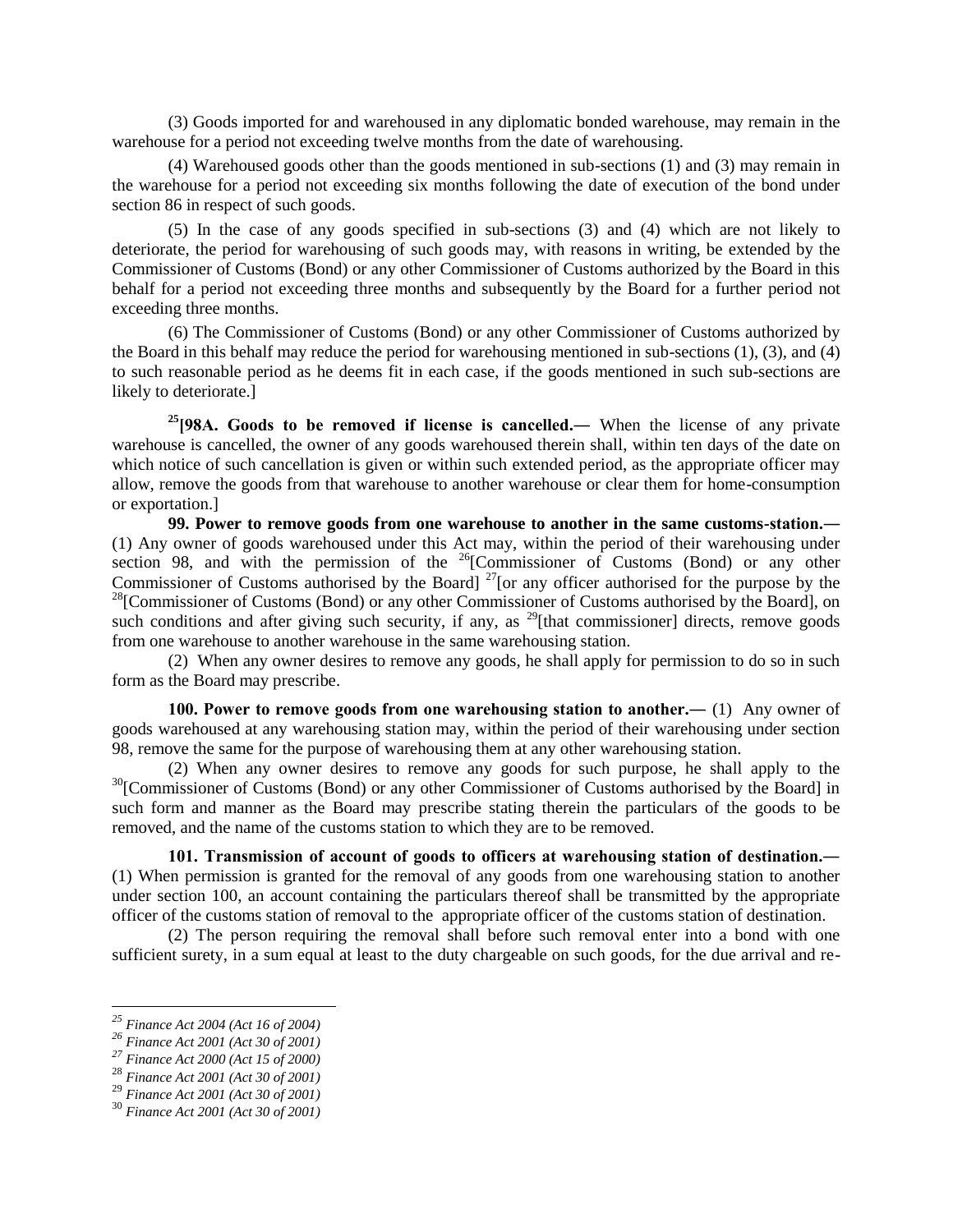(3) Goods imported for and warehoused in any diplomatic bonded warehouse, may remain in the warehouse for a period not exceeding twelve months from the date of warehousing.

(4) Warehoused goods other than the goods mentioned in sub-sections (1) and (3) may remain in the warehouse for a period not exceeding six months following the date of execution of the bond under section 86 in respect of such goods.

(5) In the case of any goods specified in sub-sections (3) and (4) which are not likely to deteriorate, the period for warehousing of such goods may, with reasons in writing, be extended by the Commissioner of Customs (Bond) or any other Commissioner of Customs authorized by the Board in this behalf for a period not exceeding three months and subsequently by the Board for a further period not exceeding three months.

(6) The Commissioner of Customs (Bond) or any other Commissioner of Customs authorized by the Board in this behalf may reduce the period for warehousing mentioned in sub-sections (1), (3), and (4) to such reasonable period as he deems fit in each case, if the goods mentioned in such sub-sections are likely to deteriorate.]

[25][**98A. Goods to be removed if license is cancelled.—** When the license of any private warehouse is cancelled, the owner of any goods warehoused therein shall, within ten days of the date on which notice of such cancellation is given or within such extended period, as the appropriate officer may allow, remove the goods from that warehouse to another warehouse or clear them for home-consumption or exportation.]

**99. Power to remove goods from one warehouse to another in the same customs-station.—** (1) Any owner of goods warehoused under this Act may, within the period of their warehousing under section 98, and with the permission of the [26][Commissioner of Customs (Bond) or any other Commissioner of Customs authorised by the Board] [27][or any officer authorised for the purpose by the [28][Commissioner of Customs (Bond) or any other Commissioner of Customs authorised by the Board], on such conditions and after giving such security, if any, as [29][that commissioner] directs, remove goods from one warehouse to another warehouse in the same warehousing station.

(2) When any owner desires to remove any goods, he shall apply for permission to do so in such form as the Board may prescribe.

**100. Power to remove goods from one warehousing station to another.—** (1) Any owner of goods warehoused at any warehousing station may, within the period of their warehousing under section 98, remove the same for the purpose of warehousing them at any other warehousing station.

(2) When any owner desires to remove any goods for such purpose, he shall apply to the [30][Commissioner of Customs (Bond) or any other Commissioner of Customs authorised by the Board] in such form and manner as the Board may prescribe stating therein the particulars of the goods to be removed, and the name of the customs station to which they are to be removed.

**101. Transmission of account of goods to officers at warehousing station of destination.—** (1) When permission is granted for the removal of any goods from one warehousing station to another under section 100, an account containing the particulars thereof shall be transmitted by the appropriate officer of the customs station of removal to the appropriate officer of the customs station of destination.

(2) The person requiring the removal shall before such removal enter into a bond with one sufficient surety, in a sum equal at least to the duty chargeable on such goods, for the due arrival and re-

---

[25] *Finance Act 2004 (Act 16 of 2004)*

[26] *Finance Act 2001 (Act 30 of 2001)*

[27] *Finance Act 2000 (Act 15 of 2000)*

[28] *Finance Act 2001 (Act 30 of 2001)*

[29] *Finance Act 2001 (Act 30 of 2001)*

[30] *Finance Act 2001 (Act 30 of 2001)*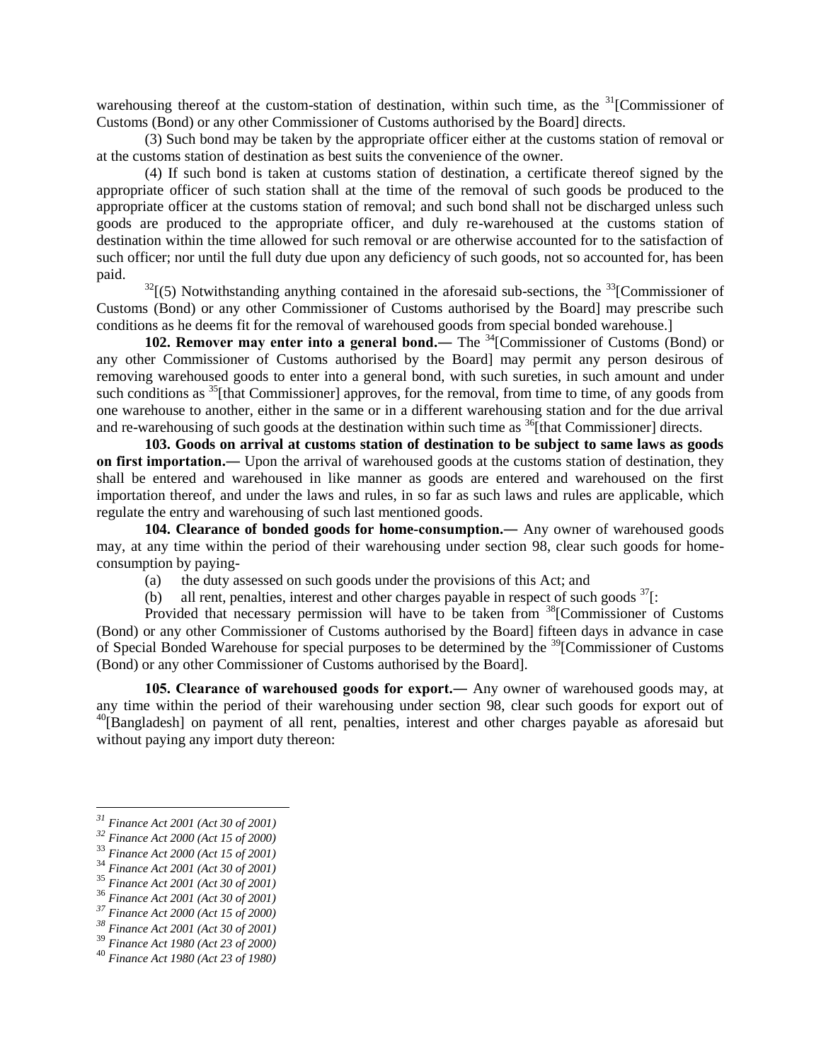warehousing thereof at the custom-station of destination, within such time, as the [31][Commissioner of Customs (Bond) or any other Commissioner of Customs authorised by the Board] directs.

(3) Such bond may be taken by the appropriate officer either at the customs station of removal or at the customs station of destination as best suits the convenience of the owner.

(4) If such bond is taken at customs station of destination, a certificate thereof signed by the appropriate officer of such station shall at the time of the removal of such goods be produced to the appropriate officer at the customs station of removal; and such bond shall not be discharged unless such goods are produced to the appropriate officer, and duly re-warehoused at the customs station of destination within the time allowed for such removal or are otherwise accounted for to the satisfaction of such officer; nor until the full duty due upon any deficiency of such goods, not so accounted for, has been paid.

[32][(5) Notwithstanding anything contained in the aforesaid sub-sections, the [33][Commissioner of Customs (Bond) or any other Commissioner of Customs authorised by the Board] may prescribe such conditions as he deems fit for the removal of warehoused goods from special bonded warehouse.]

**102. Remover may enter into a general bond.―** The [34][Commissioner of Customs (Bond) or any other Commissioner of Customs authorised by the Board] may permit any person desirous of removing warehoused goods to enter into a general bond, with such sureties, in such amount and under such conditions as [35][that Commissioner] approves, for the removal, from time to time, of any goods from one warehouse to another, either in the same or in a different warehousing station and for the due arrival and re-warehousing of such goods at the destination within such time as [36][that Commissioner] directs.

**103. Goods on arrival at customs station of destination to be subject to same laws as goods on first importation.―** Upon the arrival of warehoused goods at the customs station of destination, they shall be entered and warehoused in like manner as goods are entered and warehoused on the first importation thereof, and under the laws and rules, in so far as such laws and rules are applicable, which regulate the entry and warehousing of such last mentioned goods.

**104. Clearance of bonded goods for home-consumption.―** Any owner of warehoused goods may, at any time within the period of their warehousing under section 98, clear such goods for home-consumption by paying-

(a) the duty assessed on such goods under the provisions of this Act; and

(b) all rent, penalties, interest and other charges payable in respect of such goods [37][:

Provided that necessary permission will have to be taken from [38][Commissioner of Customs (Bond) or any other Commissioner of Customs authorised by the Board] fifteen days in advance in case of Special Bonded Warehouse for special purposes to be determined by the [39][Commissioner of Customs (Bond) or any other Commissioner of Customs authorised by the Board].

**105. Clearance of warehoused goods for export.―** Any owner of warehoused goods may, at any time within the period of their warehousing under section 98, clear such goods for export out of [40][Bangladesh] on payment of all rent, penalties, interest and other charges payable as aforesaid but without paying any import duty thereon:

---

[31] *Finance Act 2001 (Act 30 of 2001)*
[32] *Finance Act 2000 (Act 15 of 2000)*
[33] *Finance Act 2000 (Act 15 of 2001)*
[34] *Finance Act 2001 (Act 30 of 2001)*
[35] *Finance Act 2001 (Act 30 of 2001)*
[36] *Finance Act 2001 (Act 30 of 2001)*
[37] *Finance Act 2000 (Act 15 of 2000)*
[38] *Finance Act 2001 (Act 30 of 2001)*
[39] *Finance Act 1980 (Act 23 of 2000)*
[40] *Finance Act 1980 (Act 23 of 1980)*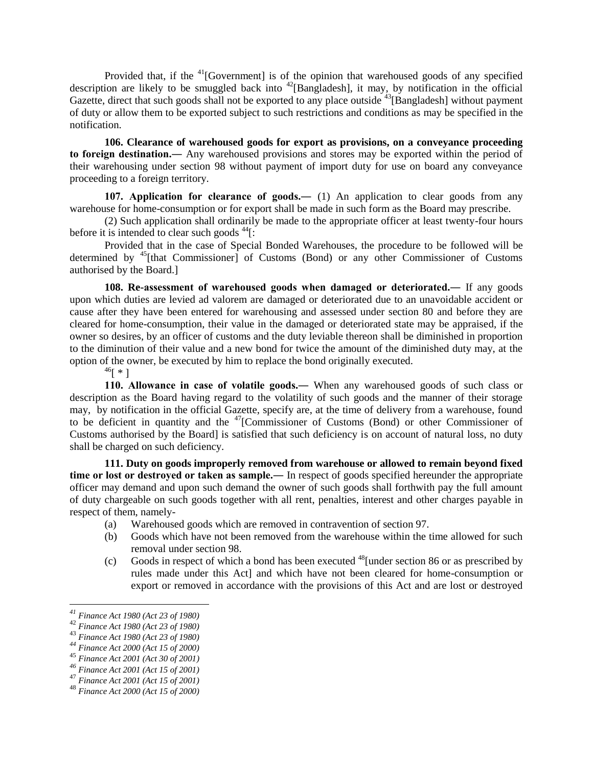Provided that, if the [41][Government] is of the opinion that warehoused goods of any specified description are likely to be smuggled back into [42][Bangladesh], it may, by notification in the official Gazette, direct that such goods shall not be exported to any place outside [43][Bangladesh] without payment of duty or allow them to be exported subject to such restrictions and conditions as may be specified in the notification.

**106. Clearance of warehoused goods for export as provisions, on a conveyance proceeding to foreign destination.―** Any warehoused provisions and stores may be exported within the period of their warehousing under section 98 without payment of import duty for use on board any conveyance proceeding to a foreign territory.

**107. Application for clearance of goods.―** (1) An application to clear goods from any warehouse for home-consumption or for export shall be made in such form as the Board may prescribe.

(2) Such application shall ordinarily be made to the appropriate officer at least twenty-four hours before it is intended to clear such goods [44][:

Provided that in the case of Special Bonded Warehouses, the procedure to be followed will be determined by [45][that Commissioner] of Customs (Bond) or any other Commissioner of Customs authorised by the Board.]

**108. Re-assessment of warehoused goods when damaged or deteriorated.―** If any goods upon which duties are levied ad valorem are damaged or deteriorated due to an unavoidable accident or cause after they have been entered for warehousing and assessed under section 80 and before they are cleared for home-consumption, their value in the damaged or deteriorated state may be appraised, if the owner so desires, by an officer of customs and the duty leviable thereon shall be diminished in proportion to the diminution of their value and a new bond for twice the amount of the diminished duty may, at the option of the owner, be executed by him to replace the bond originally executed.

[46][ * ]

**110. Allowance in case of volatile goods.―** When any warehoused goods of such class or description as the Board having regard to the volatility of such goods and the manner of their storage may, by notification in the official Gazette, specify are, at the time of delivery from a warehouse, found to be deficient in quantity and the [47][Commissioner of Customs (Bond) or other Commissioner of Customs authorised by the Board] is satisfied that such deficiency is on account of natural loss, no duty shall be charged on such deficiency.

**111. Duty on goods improperly removed from warehouse or allowed to remain beyond fixed time or lost or destroyed or taken as sample.―** In respect of goods specified hereunder the appropriate officer may demand and upon such demand the owner of such goods shall forthwith pay the full amount of duty chargeable on such goods together with all rent, penalties, interest and other charges payable in respect of them, namely-

(a) Warehoused goods which are removed in contravention of section 97.

(b) Goods which have not been removed from the warehouse within the time allowed for such removal under section 98.

(c) Goods in respect of which a bond has been executed [48][under section 86 or as prescribed by rules made under this Act] and which have not been cleared for home-consumption or export or removed in accordance with the provisions of this Act and are lost or destroyed

---

[41] *Finance Act 1980 (Act 23 of 1980)*
[42] *Finance Act 1980 (Act 23 of 1980)*
[43] *Finance Act 1980 (Act 23 of 1980)*
[44] *Finance Act 2000 (Act 15 of 2000)*
[45] *Finance Act 2001 (Act 30 of 2001)*
[46] *Finance Act 2001 (Act 15 of 2001)*
[47] *Finance Act 2001 (Act 15 of 2001)*
[48] *Finance Act 2000 (Act 15 of 2000)*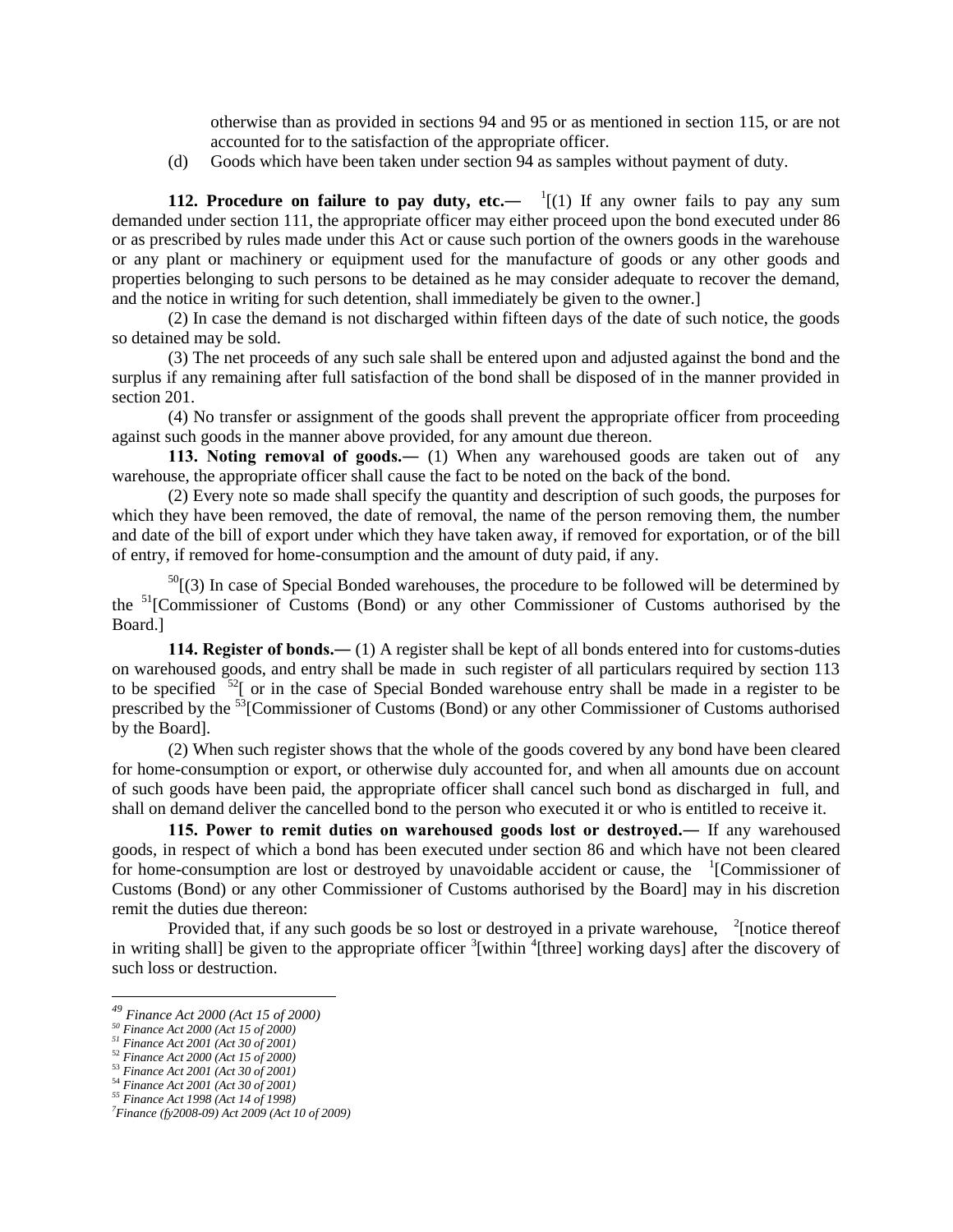otherwise than as provided in sections 94 and 95 or as mentioned in section 115, or are not accounted for to the satisfaction of the appropriate officer.

(d) Goods which have been taken under section 94 as samples without payment of duty.

**112. Procedure on failure to pay duty, etc.—** [1][(1) If any owner fails to pay any sum demanded under section 111, the appropriate officer may either proceed upon the bond executed under 86 or as prescribed by rules made under this Act or cause such portion of the owners goods in the warehouse or any plant or machinery or equipment used for the manufacture of goods or any other goods and properties belonging to such persons to be detained as he may consider adequate to recover the demand, and the notice in writing for such detention, shall immediately be given to the owner.]

(2) In case the demand is not discharged within fifteen days of the date of such notice, the goods so detained may be sold.

(3) The net proceeds of any such sale shall be entered upon and adjusted against the bond and the surplus if any remaining after full satisfaction of the bond shall be disposed of in the manner provided in section 201.

(4) No transfer or assignment of the goods shall prevent the appropriate officer from proceeding against such goods in the manner above provided, for any amount due thereon.

**113. Noting removal of goods.—** (1) When any warehoused goods are taken out of any warehouse, the appropriate officer shall cause the fact to be noted on the back of the bond.

(2) Every note so made shall specify the quantity and description of such goods, the purposes for which they have been removed, the date of removal, the name of the person removing them, the number and date of the bill of export under which they have taken away, if removed for exportation, or of the bill of entry, if removed for home-consumption and the amount of duty paid, if any.

[50][(3) In case of Special Bonded warehouses, the procedure to be followed will be determined by the [51][Commissioner of Customs (Bond) or any other Commissioner of Customs authorised by the Board.]

**114. Register of bonds.—** (1) A register shall be kept of all bonds entered into for customs-duties on warehoused goods, and entry shall be made in such register of all particulars required by section 113 to be specified [52][ or in the case of Special Bonded warehouse entry shall be made in a register to be prescribed by the [53][Commissioner of Customs (Bond) or any other Commissioner of Customs authorised by the Board].

(2) When such register shows that the whole of the goods covered by any bond have been cleared for home-consumption or export, or otherwise duly accounted for, and when all amounts due on account of such goods have been paid, the appropriate officer shall cancel such bond as discharged in full, and shall on demand deliver the cancelled bond to the person who executed it or who is entitled to receive it.

**115. Power to remit duties on warehoused goods lost or destroyed.—** If any warehoused goods, in respect of which a bond has been executed under section 86 and which have not been cleared for home-consumption are lost or destroyed by unavoidable accident or cause, the [1][Commissioner of Customs (Bond) or any other Commissioner of Customs authorised by the Board] may in his discretion remit the duties due thereon:

Provided that, if any such goods be so lost or destroyed in a private warehouse, [2][notice thereof in writing shall] be given to the appropriate officer [3][within [4][three] working days] after the discovery of such loss or destruction.

---

[49] *Finance Act 2000 (Act 15 of 2000)*
[50] *Finance Act 2000 (Act 15 of 2000)*
[51] *Finance Act 2001 (Act 30 of 2001)*
[52] *Finance Act 2000 (Act 15 of 2000)*
[53] *Finance Act 2001 (Act 30 of 2001)*
[54] *Finance Act 2001 (Act 30 of 2001)*
[55] *Finance Act 1998 (Act 14 of 1998)*
[7]*Finance (fy2008-09) Act 2009 (Act 10 of 2009)*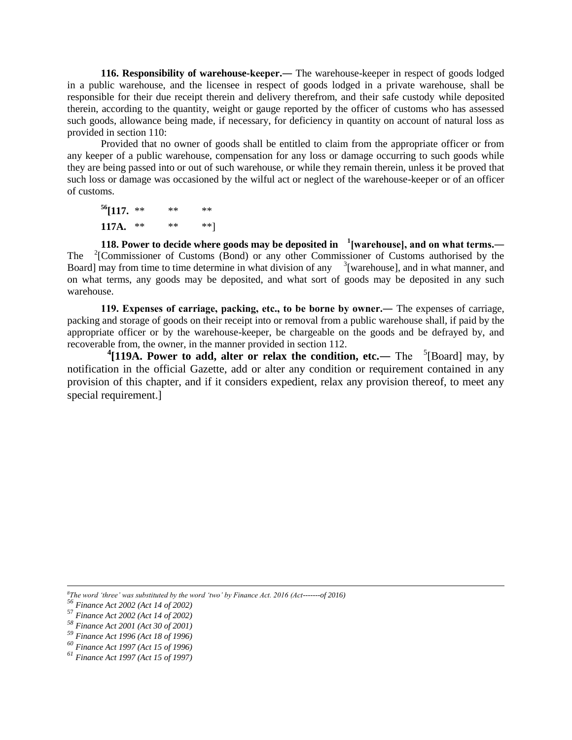**116. Responsibility of warehouse-keeper.—** The warehouse-keeper in respect of goods lodged in a public warehouse, and the licensee in respect of goods lodged in a private warehouse, shall be responsible for their due receipt therein and delivery therefrom, and their safe custody while deposited therein, according to the quantity, weight or gauge reported by the officer of customs who has assessed such goods, allowance being made, if necessary, for deficiency in quantity on account of natural loss as provided in section 110:

Provided that no owner of goods shall be entitled to claim from the appropriate officer or from any keeper of a public warehouse, compensation for any loss or damage occurring to such goods while they are being passed into or out of such warehouse, or while they remain therein, unless it be proved that such loss or damage was occasioned by the wilful act or neglect of the warehouse-keeper or of an officer of customs.

[56]**[117.** ** ** **

**117A.** ** ** **]

**118. Power to decide where goods may be deposited in [1][warehouse], and on what terms.—** The [2][Commissioner of Customs (Bond) or any other Commissioner of Customs authorised by the Board] may from time to time determine in what division of any [3][warehouse], and in what manner, and on what terms, any goods may be deposited, and what sort of goods may be deposited in any such warehouse.

**119. Expenses of carriage, packing, etc., to be borne by owner.—** The expenses of carriage, packing and storage of goods on their receipt into or removal from a public warehouse shall, if paid by the appropriate officer or by the warehouse-keeper, be chargeable on the goods and be defrayed by, and recoverable from, the owner, in the manner provided in section 112.

[4]**[119A. Power to add, alter or relax the condition, etc.—** The [5][Board] may, by notification in the official Gazette, add or alter any condition or requirement contained in any provision of this chapter, and if it considers expedient, relax any provision thereof, to meet any special requirement.]

---

[8] *The word 'three' was substituted by the word 'two' by Finance Act. 2016 (Act-------of 2016)*

[56] *Finance Act 2002 (Act 14 of 2002)*

[57] *Finance Act 2002 (Act 14 of 2002)*

[58] *Finance Act 2001 (Act 30 of 2001)*

[59] *Finance Act 1996 (Act 18 of 1996)*

[60] *Finance Act 1997 (Act 15 of 1996)*

[61] *Finance Act 1997 (Act 15 of 1997)*